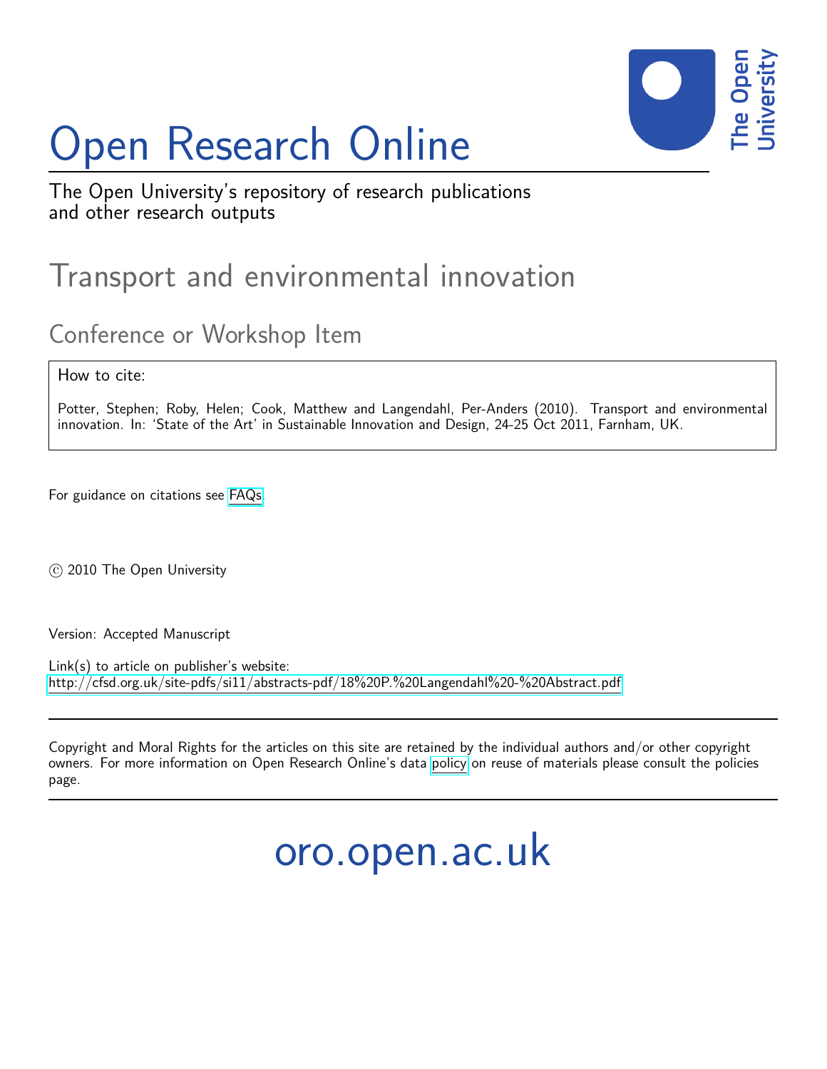# Open Research Online

The Open University's repository of research publications and other research outputs

## Transport and environmental innovation

### Conference or Workshop Item

How to cite:

Potter, Stephen; Roby, Helen; Cook, Matthew and Langendahl, Per-Anders (2010). Transport and environmental innovation. In: 'State of the Art' in Sustainable Innovation and Design, 24-25 Oct 2011, Farnham, UK.

For guidance on citations see FAQs.

© 2010 The Open University

Version: Accepted Manuscript

Link(s) to article on publisher's website:
http://cfsd.org.uk/site-pdfs/si11/abstracts-pdf/18%20P.%20Langendahl%20-%20Abstract.pdf

Copyright and Moral Rights for the articles on this site are retained by the individual authors and/or other copyright owners. For more information on Open Research Online's data policy on reuse of materials please consult the policies page.

oro.open.ac.uk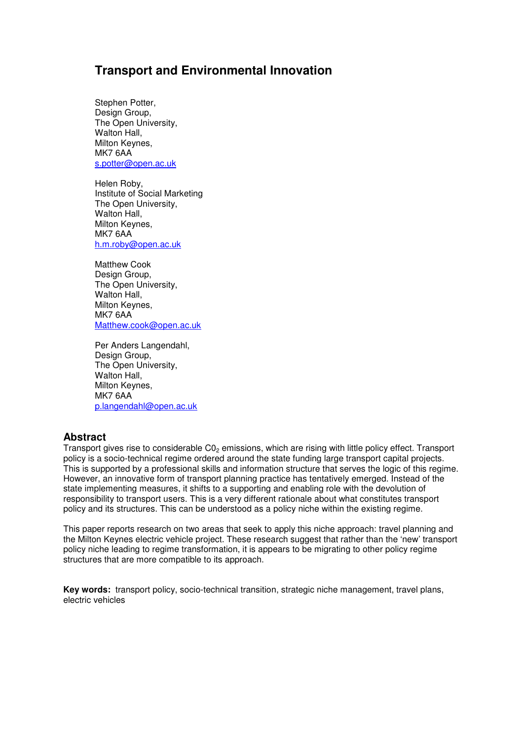# Transport and Environmental Innovation

Stephen Potter,
Design Group,
The Open University,
Walton Hall,
Milton Keynes,
MK7 6AA
s.potter@open.ac.uk

Helen Roby,
Institute of Social Marketing
The Open University,
Walton Hall,
Milton Keynes,
MK7 6AA
h.m.roby@open.ac.uk

Matthew Cook
Design Group,
The Open University,
Walton Hall,
Milton Keynes,
MK7 6AA
Matthew.cook@open.ac.uk

Per Anders Langendahl,
Design Group,
The Open University,
Walton Hall,
Milton Keynes,
MK7 6AA
p.langendahl@open.ac.uk

## Abstract

Transport gives rise to considerable $C0_2$ emissions, which are rising with little policy effect. Transport policy is a socio-technical regime ordered around the state funding large transport capital projects. This is supported by a professional skills and information structure that serves the logic of this regime. However, an innovative form of transport planning practice has tentatively emerged. Instead of the state implementing measures, it shifts to a supporting and enabling role with the devolution of responsibility to transport users. This is a very different rationale about what constitutes transport policy and its structures. This can be understood as a policy niche within the existing regime.

This paper reports research on two areas that seek to apply this niche approach: travel planning and the Milton Keynes electric vehicle project. These research suggest that rather than the 'new' transport policy niche leading to regime transformation, it is appears to be migrating to other policy regime structures that are more compatible to its approach.

**Key words:** transport policy, socio-technical transition, strategic niche management, travel plans, electric vehicles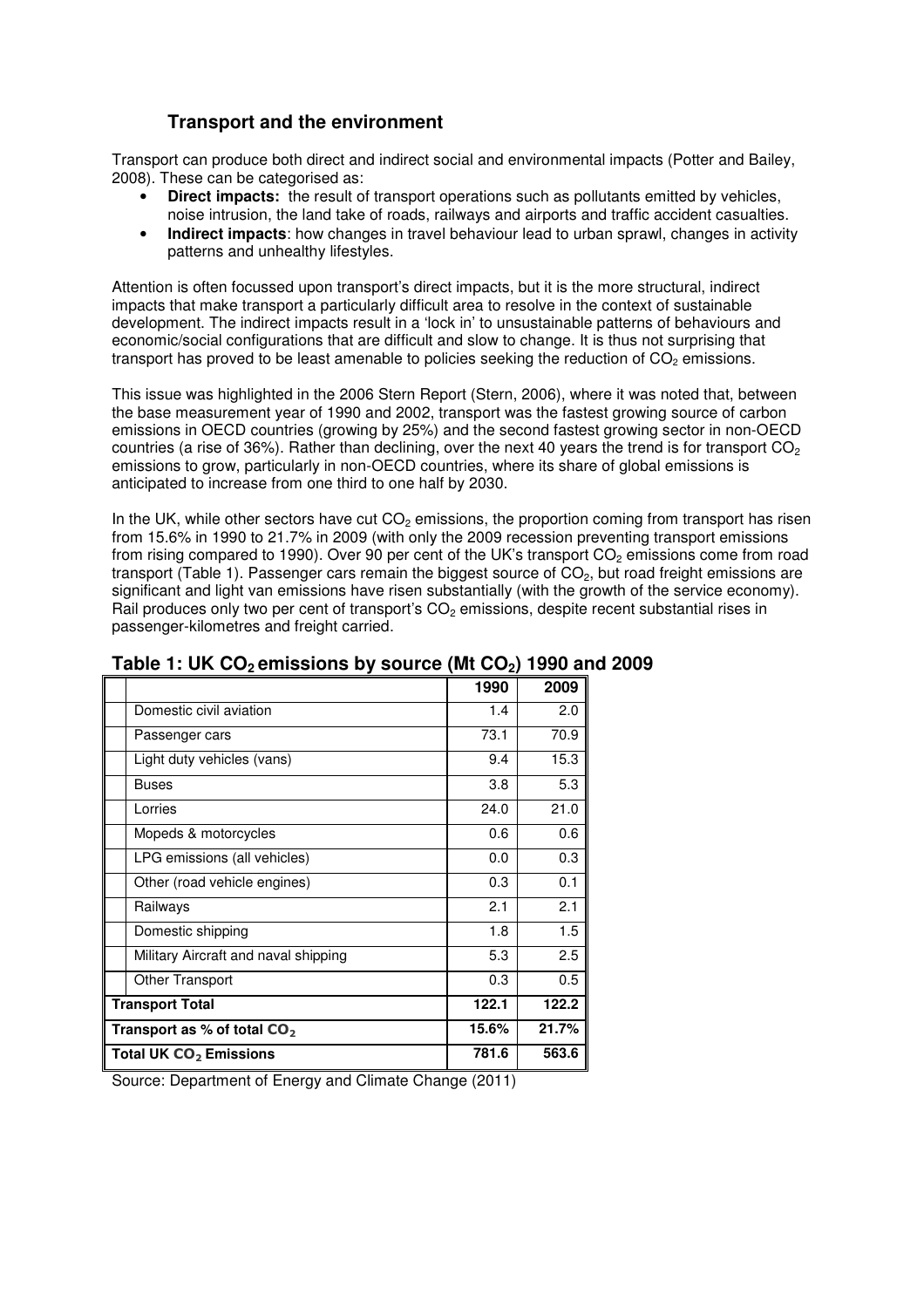### Transport and the environment

Transport can produce both direct and indirect social and environmental impacts (Potter and Bailey, 2008). These can be categorised as:

- **Direct impacts:** the result of transport operations such as pollutants emitted by vehicles, noise intrusion, the land take of roads, railways and airports and traffic accident casualties.
- **Indirect impacts**: how changes in travel behaviour lead to urban sprawl, changes in activity patterns and unhealthy lifestyles.

Attention is often focussed upon transport's direct impacts, but it is the more structural, indirect impacts that make transport a particularly difficult area to resolve in the context of sustainable development. The indirect impacts result in a 'lock in' to unsustainable patterns of behaviours and economic/social configurations that are difficult and slow to change. It is thus not surprising that transport has proved to be least amenable to policies seeking the reduction of $CO_2$ emissions.

This issue was highlighted in the 2006 Stern Report (Stern, 2006), where it was noted that, between the base measurement year of 1990 and 2002, transport was the fastest growing source of carbon emissions in OECD countries (growing by 25%) and the second fastest growing sector in non-OECD countries (a rise of 36%). Rather than declining, over the next 40 years the trend is for transport $CO_2$ emissions to grow, particularly in non-OECD countries, where its share of global emissions is anticipated to increase from one third to one half by 2030.

In the UK, while other sectors have cut $CO_2$ emissions, the proportion coming from transport has risen from 15.6% in 1990 to 21.7% in 2009 (with only the 2009 recession preventing transport emissions from rising compared to 1990). Over 90 per cent of the UK's transport $CO_2$ emissions come from road transport (Table 1). Passenger cars remain the biggest source of $CO_2$, but road freight emissions are significant and light van emissions have risen substantially (with the growth of the service economy). Rail produces only two per cent of transport's $CO_2$ emissions, despite recent substantial rises in passenger-kilometres and freight carried.

**Table 1: UK $CO_2$ emissions by source (Mt $CO_2$) 1990 and 2009**

| | 1990 | 2009 |
|---|---|---|
| Domestic civil aviation | 1.4 | 2.0 |
| Passenger cars | 73.1 | 70.9 |
| Light duty vehicles (vans) | 9.4 | 15.3 |
| Buses | 3.8 | 5.3 |
| Lorries | 24.0 | 21.0 |
| Mopeds & motorcycles | 0.6 | 0.6 |
| LPG emissions (all vehicles) | 0.0 | 0.3 |
| Other (road vehicle engines) | 0.3 | 0.1 |
| Railways | 2.1 | 2.1 |
| Domestic shipping | 1.8 | 1.5 |
| Military Aircraft and naval shipping | 5.3 | 2.5 |
| Other Transport | 0.3 | 0.5 |
| **Transport Total** | **122.1** | **122.2** |
| **Transport as % of total $CO_2$** | **15.6%** | **21.7%** |
| **Total UK $CO_2$ Emissions** | **781.6** | **563.6** |

Source: Department of Energy and Climate Change (2011)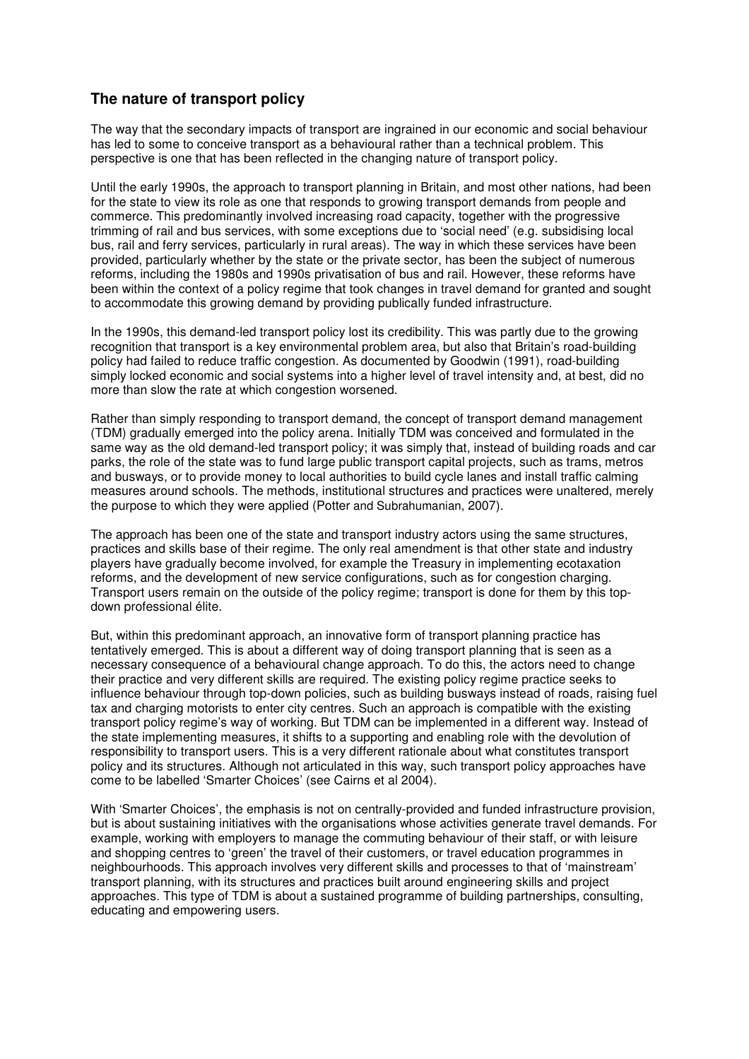## The nature of transport policy

The way that the secondary impacts of transport are ingrained in our economic and social behaviour has led to some to conceive transport as a behavioural rather than a technical problem. This perspective is one that has been reflected in the changing nature of transport policy.

Until the early 1990s, the approach to transport planning in Britain, and most other nations, had been for the state to view its role as one that responds to growing transport demands from people and commerce. This predominantly involved increasing road capacity, together with the progressive trimming of rail and bus services, with some exceptions due to 'social need' (e.g. subsidising local bus, rail and ferry services, particularly in rural areas). The way in which these services have been provided, particularly whether by the state or the private sector, has been the subject of numerous reforms, including the 1980s and 1990s privatisation of bus and rail. However, these reforms have been within the context of a policy regime that took changes in travel demand for granted and sought to accommodate this growing demand by providing publically funded infrastructure.

In the 1990s, this demand-led transport policy lost its credibility. This was partly due to the growing recognition that transport is a key environmental problem area, but also that Britain's road-building policy had failed to reduce traffic congestion. As documented by Goodwin (1991), road-building simply locked economic and social systems into a higher level of travel intensity and, at best, did no more than slow the rate at which congestion worsened.

Rather than simply responding to transport demand, the concept of transport demand management (TDM) gradually emerged into the policy arena. Initially TDM was conceived and formulated in the same way as the old demand-led transport policy; it was simply that, instead of building roads and car parks, the role of the state was to fund large public transport capital projects, such as trams, metros and busways, or to provide money to local authorities to build cycle lanes and install traffic calming measures around schools. The methods, institutional structures and practices were unaltered, merely the purpose to which they were applied (Potter and Subrahumanian, 2007).

The approach has been one of the state and transport industry actors using the same structures, practices and skills base of their regime. The only real amendment is that other state and industry players have gradually become involved, for example the Treasury in implementing ecotaxation reforms, and the development of new service configurations, such as for congestion charging. Transport users remain on the outside of the policy regime; transport is done for them by this top-down professional élite.

But, within this predominant approach, an innovative form of transport planning practice has tentatively emerged. This is about a different way of doing transport planning that is seen as a necessary consequence of a behavioural change approach. To do this, the actors need to change their practice and very different skills are required. The existing policy regime practice seeks to influence behaviour through top-down policies, such as building busways instead of roads, raising fuel tax and charging motorists to enter city centres. Such an approach is compatible with the existing transport policy regime's way of working. But TDM can be implemented in a different way. Instead of the state implementing measures, it shifts to a supporting and enabling role with the devolution of responsibility to transport users. This is a very different rationale about what constitutes transport policy and its structures. Although not articulated in this way, such transport policy approaches have come to be labelled 'Smarter Choices' (see Cairns et al 2004).

With 'Smarter Choices', the emphasis is not on centrally-provided and funded infrastructure provision, but is about sustaining initiatives with the organisations whose activities generate travel demands. For example, working with employers to manage the commuting behaviour of their staff, or with leisure and shopping centres to 'green' the travel of their customers, or travel education programmes in neighbourhoods. This approach involves very different skills and processes to that of 'mainstream' transport planning, with its structures and practices built around engineering skills and project approaches. This type of TDM is about a sustained programme of building partnerships, consulting, educating and empowering users.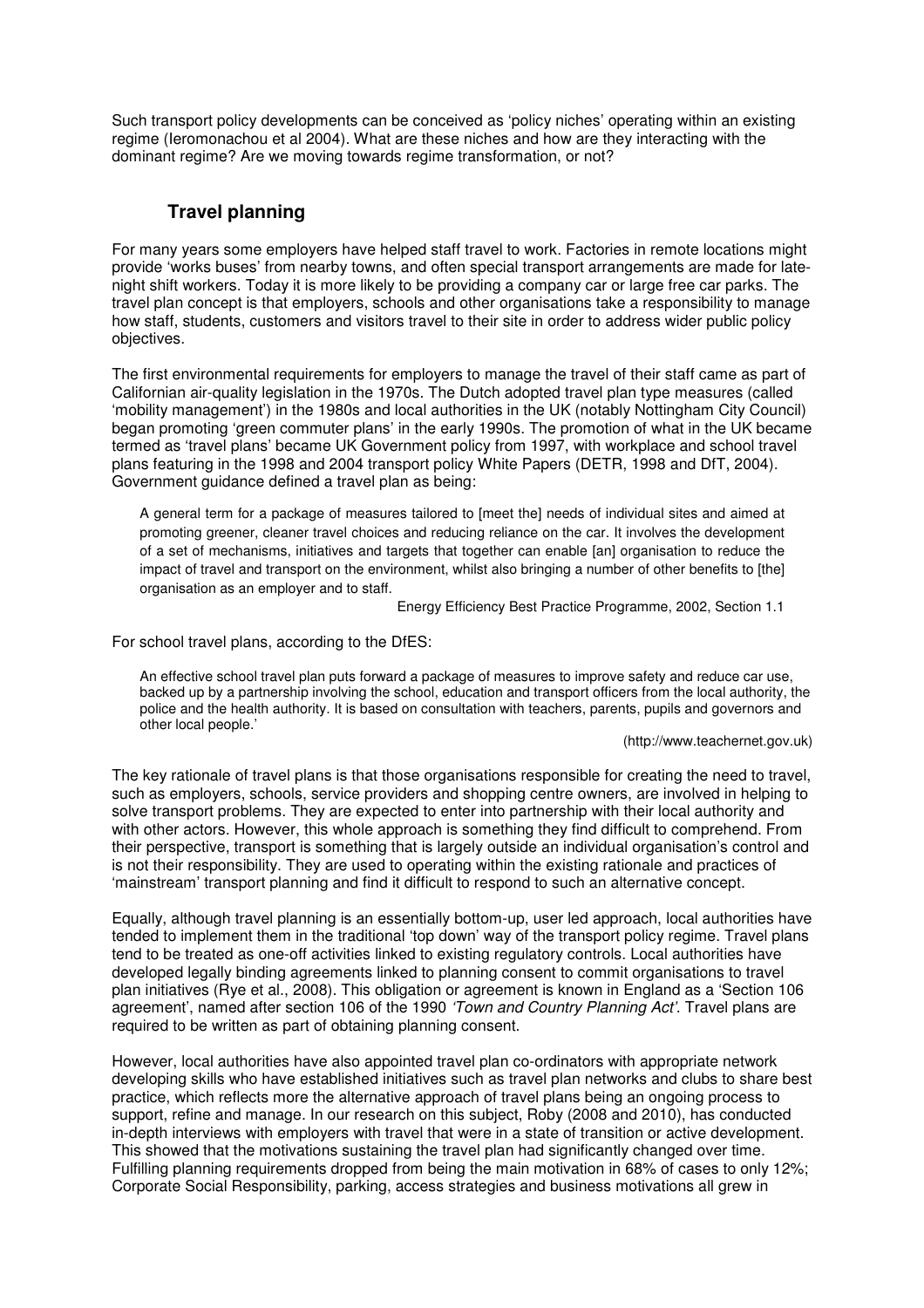Such transport policy developments can be conceived as 'policy niches' operating within an existing regime (Ieromonachou et al 2004). What are these niches and how are they interacting with the dominant regime? Are we moving towards regime transformation, or not?

## Travel planning

For many years some employers have helped staff travel to work. Factories in remote locations might provide 'works buses' from nearby towns, and often special transport arrangements are made for late-night shift workers. Today it is more likely to be providing a company car or large free car parks. The travel plan concept is that employers, schools and other organisations take a responsibility to manage how staff, students, customers and visitors travel to their site in order to address wider public policy objectives.

The first environmental requirements for employers to manage the travel of their staff came as part of Californian air-quality legislation in the 1970s. The Dutch adopted travel plan type measures (called 'mobility management') in the 1980s and local authorities in the UK (notably Nottingham City Council) began promoting 'green commuter plans' in the early 1990s. The promotion of what in the UK became termed as 'travel plans' became UK Government policy from 1997, with workplace and school travel plans featuring in the 1998 and 2004 transport policy White Papers (DETR, 1998 and DfT, 2004). Government guidance defined a travel plan as being:

> A general term for a package of measures tailored to [meet the] needs of individual sites and aimed at promoting greener, cleaner travel choices and reducing reliance on the car. It involves the development of a set of mechanisms, initiatives and targets that together can enable [an] organisation to reduce the impact of travel and transport on the environment, whilst also bringing a number of other benefits to [the] organisation as an employer and to staff.
>
> Energy Efficiency Best Practice Programme, 2002, Section 1.1

For school travel plans, according to the DfES:

> An effective school travel plan puts forward a package of measures to improve safety and reduce car use, backed up by a partnership involving the school, education and transport officers from the local authority, the police and the health authority. It is based on consultation with teachers, parents, pupils and governors and other local people.'
>
> (http://www.teachernet.gov.uk)

The key rationale of travel plans is that those organisations responsible for creating the need to travel, such as employers, schools, service providers and shopping centre owners, are involved in helping to solve transport problems. They are expected to enter into partnership with their local authority and with other actors. However, this whole approach is something they find difficult to comprehend. From their perspective, transport is something that is largely outside an individual organisation's control and is not their responsibility. They are used to operating within the existing rationale and practices of 'mainstream' transport planning and find it difficult to respond to such an alternative concept.

Equally, although travel planning is an essentially bottom-up, user led approach, local authorities have tended to implement them in the traditional 'top down' way of the transport policy regime. Travel plans tend to be treated as one-off activities linked to existing regulatory controls. Local authorities have developed legally binding agreements linked to planning consent to commit organisations to travel plan initiatives (Rye et al., 2008). This obligation or agreement is known in England as a 'Section 106 agreement', named after section 106 of the 1990 *'Town and Country Planning Act'*. Travel plans are required to be written as part of obtaining planning consent.

However, local authorities have also appointed travel plan co-ordinators with appropriate network developing skills who have established initiatives such as travel plan networks and clubs to share best practice, which reflects more the alternative approach of travel plans being an ongoing process to support, refine and manage. In our research on this subject, Roby (2008 and 2010), has conducted in-depth interviews with employers with travel that were in a state of transition or active development. This showed that the motivations sustaining the travel plan had significantly changed over time. Fulfilling planning requirements dropped from being the main motivation in 68% of cases to only 12%; Corporate Social Responsibility, parking, access strategies and business motivations all grew in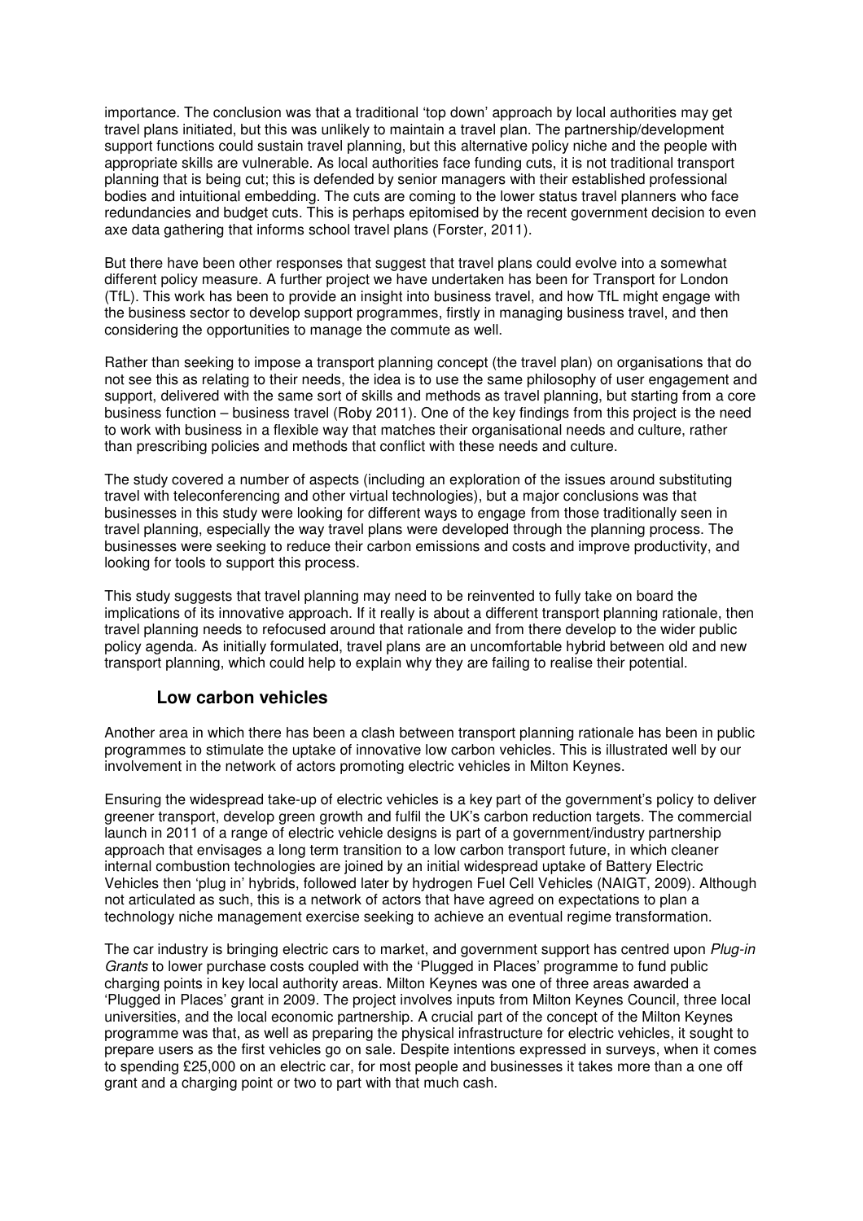importance. The conclusion was that a traditional 'top down' approach by local authorities may get travel plans initiated, but this was unlikely to maintain a travel plan. The partnership/development support functions could sustain travel planning, but this alternative policy niche and the people with appropriate skills are vulnerable. As local authorities face funding cuts, it is not traditional transport planning that is being cut; this is defended by senior managers with their established professional bodies and intuitional embedding. The cuts are coming to the lower status travel planners who face redundancies and budget cuts. This is perhaps epitomised by the recent government decision to even axe data gathering that informs school travel plans (Forster, 2011).

But there have been other responses that suggest that travel plans could evolve into a somewhat different policy measure. A further project we have undertaken has been for Transport for London (TfL). This work has been to provide an insight into business travel, and how TfL might engage with the business sector to develop support programmes, firstly in managing business travel, and then considering the opportunities to manage the commute as well.

Rather than seeking to impose a transport planning concept (the travel plan) on organisations that do not see this as relating to their needs, the idea is to use the same philosophy of user engagement and support, delivered with the same sort of skills and methods as travel planning, but starting from a core business function – business travel (Roby 2011). One of the key findings from this project is the need to work with business in a flexible way that matches their organisational needs and culture, rather than prescribing policies and methods that conflict with these needs and culture.

The study covered a number of aspects (including an exploration of the issues around substituting travel with teleconferencing and other virtual technologies), but a major conclusions was that businesses in this study were looking for different ways to engage from those traditionally seen in travel planning, especially the way travel plans were developed through the planning process. The businesses were seeking to reduce their carbon emissions and costs and improve productivity, and looking for tools to support this process.

This study suggests that travel planning may need to be reinvented to fully take on board the implications of its innovative approach. If it really is about a different transport planning rationale, then travel planning needs to refocused around that rationale and from there develop to the wider public policy agenda. As initially formulated, travel plans are an uncomfortable hybrid between old and new transport planning, which could help to explain why they are failing to realise their potential.

### Low carbon vehicles

Another area in which there has been a clash between transport planning rationale has been in public programmes to stimulate the uptake of innovative low carbon vehicles. This is illustrated well by our involvement in the network of actors promoting electric vehicles in Milton Keynes.

Ensuring the widespread take-up of electric vehicles is a key part of the government's policy to deliver greener transport, develop green growth and fulfil the UK's carbon reduction targets. The commercial launch in 2011 of a range of electric vehicle designs is part of a government/industry partnership approach that envisages a long term transition to a low carbon transport future, in which cleaner internal combustion technologies are joined by an initial widespread uptake of Battery Electric Vehicles then 'plug in' hybrids, followed later by hydrogen Fuel Cell Vehicles (NAIGT, 2009). Although not articulated as such, this is a network of actors that have agreed on expectations to plan a technology niche management exercise seeking to achieve an eventual regime transformation.

The car industry is bringing electric cars to market, and government support has centred upon *Plug-in Grants* to lower purchase costs coupled with the 'Plugged in Places' programme to fund public charging points in key local authority areas. Milton Keynes was one of three areas awarded a 'Plugged in Places' grant in 2009. The project involves inputs from Milton Keynes Council, three local universities, and the local economic partnership. A crucial part of the concept of the Milton Keynes programme was that, as well as preparing the physical infrastructure for electric vehicles, it sought to prepare users as the first vehicles go on sale. Despite intentions expressed in surveys, when it comes to spending £25,000 on an electric car, for most people and businesses it takes more than a one off grant and a charging point or two to part with that much cash.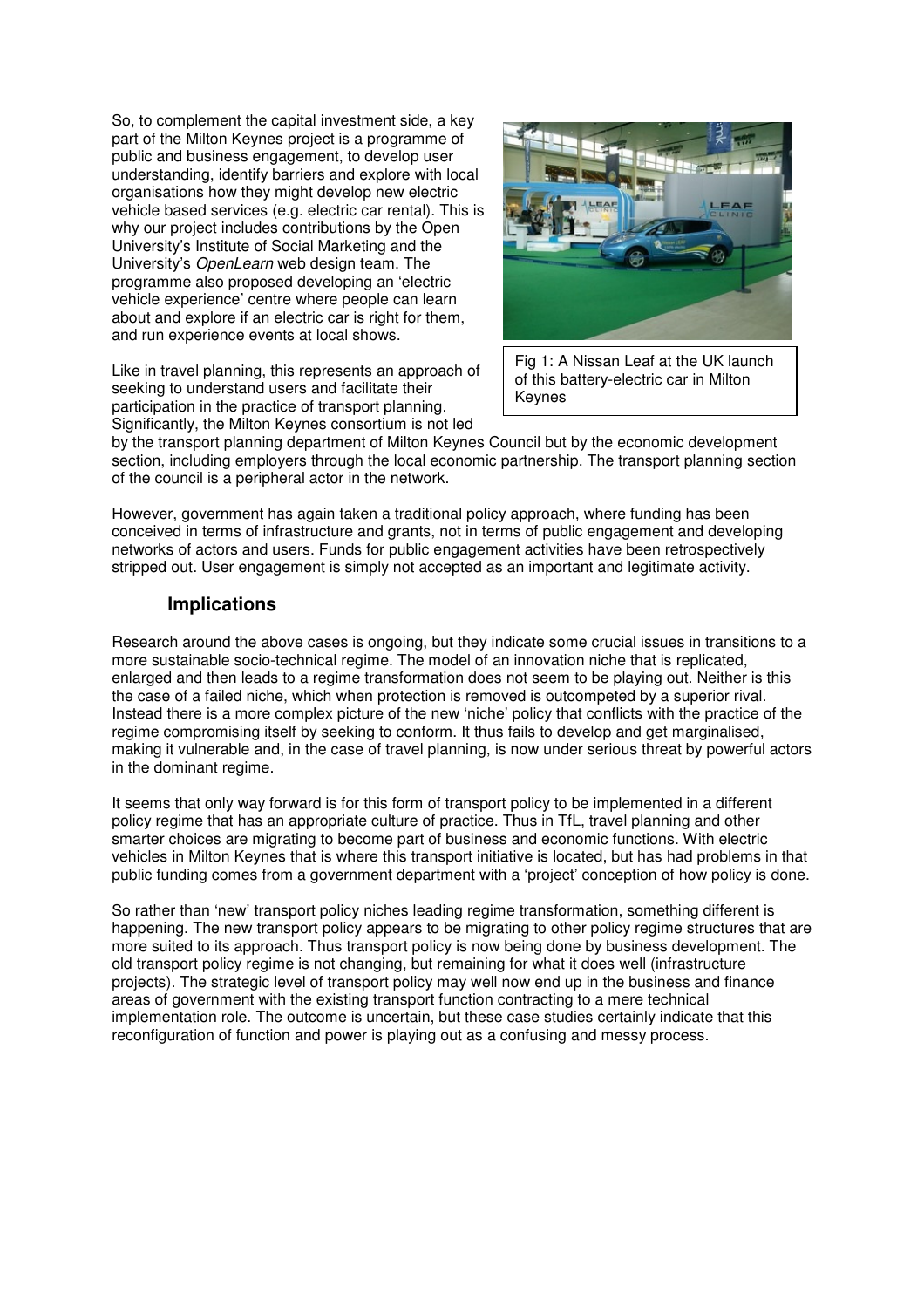So, to complement the capital investment side, a key part of the Milton Keynes project is a programme of public and business engagement, to develop user understanding, identify barriers and explore with local organisations how they might develop new electric vehicle based services (e.g. electric car rental). This is why our project includes contributions by the Open University's Institute of Social Marketing and the University's *OpenLearn* web design team. The programme also proposed developing an 'electric vehicle experience' centre where people can learn about and explore if an electric car is right for them, and run experience events at local shows.

Fig 1: A Nissan Leaf at the UK launch of this battery-electric car in Milton Keynes

Like in travel planning, this represents an approach of seeking to understand users and facilitate their participation in the practice of transport planning. Significantly, the Milton Keynes consortium is not led by the transport planning department of Milton Keynes Council but by the economic development section, including employers through the local economic partnership. The transport planning section of the council is a peripheral actor in the network.

However, government has again taken a traditional policy approach, where funding has been conceived in terms of infrastructure and grants, not in terms of public engagement and developing networks of actors and users. Funds for public engagement activities have been retrospectively stripped out. User engagement is simply not accepted as an important and legitimate activity.

## Implications

Research around the above cases is ongoing, but they indicate some crucial issues in transitions to a more sustainable socio-technical regime. The model of an innovation niche that is replicated, enlarged and then leads to a regime transformation does not seem to be playing out. Neither is this the case of a failed niche, which when protection is removed is outcompeted by a superior rival. Instead there is a more complex picture of the new 'niche' policy that conflicts with the practice of the regime compromising itself by seeking to conform. It thus fails to develop and get marginalised, making it vulnerable and, in the case of travel planning, is now under serious threat by powerful actors in the dominant regime.

It seems that only way forward is for this form of transport policy to be implemented in a different policy regime that has an appropriate culture of practice. Thus in TfL, travel planning and other smarter choices are migrating to become part of business and economic functions. With electric vehicles in Milton Keynes that is where this transport initiative is located, but has had problems in that public funding comes from a government department with a 'project' conception of how policy is done.

So rather than 'new' transport policy niches leading regime transformation, something different is happening. The new transport policy appears to be migrating to other policy regime structures that are more suited to its approach. Thus transport policy is now being done by business development. The old transport policy regime is not changing, but remaining for what it does well (infrastructure projects). The strategic level of transport policy may well now end up in the business and finance areas of government with the existing transport function contracting to a mere technical implementation role. The outcome is uncertain, but these case studies certainly indicate that this reconfiguration of function and power is playing out as a confusing and messy process.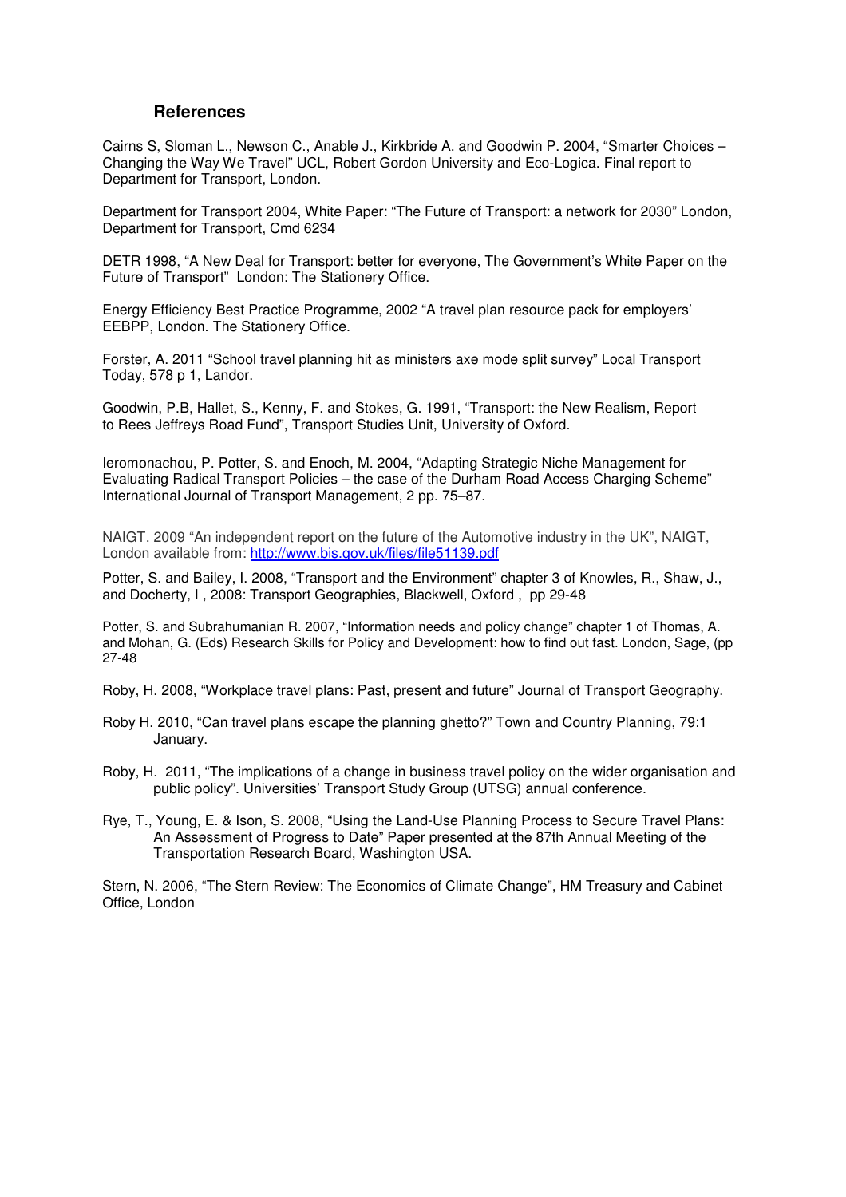## References

Cairns S, Sloman L., Newson C., Anable J., Kirkbride A. and Goodwin P. 2004, "Smarter Choices – Changing the Way We Travel" UCL, Robert Gordon University and Eco-Logica. Final report to Department for Transport, London.

Department for Transport 2004, White Paper: "The Future of Transport: a network for 2030" London, Department for Transport, Cmd 6234

DETR 1998, "A New Deal for Transport: better for everyone, The Government's White Paper on the Future of Transport" London: The Stationery Office.

Energy Efficiency Best Practice Programme, 2002 "A travel plan resource pack for employers' EEBPP, London. The Stationery Office.

Forster, A. 2011 "School travel planning hit as ministers axe mode split survey" Local Transport Today, 578 p 1, Landor.

Goodwin, P.B, Hallet, S., Kenny, F. and Stokes, G. 1991, "Transport: the New Realism, Report to Rees Jeffreys Road Fund", Transport Studies Unit, University of Oxford.

Ieromonachou, P. Potter, S. and Enoch, M. 2004, "Adapting Strategic Niche Management for Evaluating Radical Transport Policies – the case of the Durham Road Access Charging Scheme" International Journal of Transport Management, 2 pp. 75–87.

NAIGT. 2009 "An independent report on the future of the Automotive industry in the UK", NAIGT, London available from: [http://www.bis.gov.uk/files/file51139.pdf](http://www.bis.gov.uk/files/file51139.pdf)

Potter, S. and Bailey, I. 2008, "Transport and the Environment" chapter 3 of Knowles, R., Shaw, J., and Docherty, I , 2008: Transport Geographies, Blackwell, Oxford , pp 29-48

Potter, S. and Subrahumanian R. 2007, "Information needs and policy change" chapter 1 of Thomas, A. and Mohan, G. (Eds) Research Skills for Policy and Development: how to find out fast. London, Sage, (pp 27-48

Roby, H. 2008, "Workplace travel plans: Past, present and future" Journal of Transport Geography.

Roby H. 2010, "Can travel plans escape the planning ghetto?" Town and Country Planning, 79:1 January.

Roby, H. 2011, "The implications of a change in business travel policy on the wider organisation and public policy". Universities' Transport Study Group (UTSG) annual conference.

Rye, T., Young, E. & Ison, S. 2008, "Using the Land-Use Planning Process to Secure Travel Plans: An Assessment of Progress to Date" Paper presented at the 87th Annual Meeting of the Transportation Research Board, Washington USA.

Stern, N. 2006, "The Stern Review: The Economics of Climate Change", HM Treasury and Cabinet Office, London